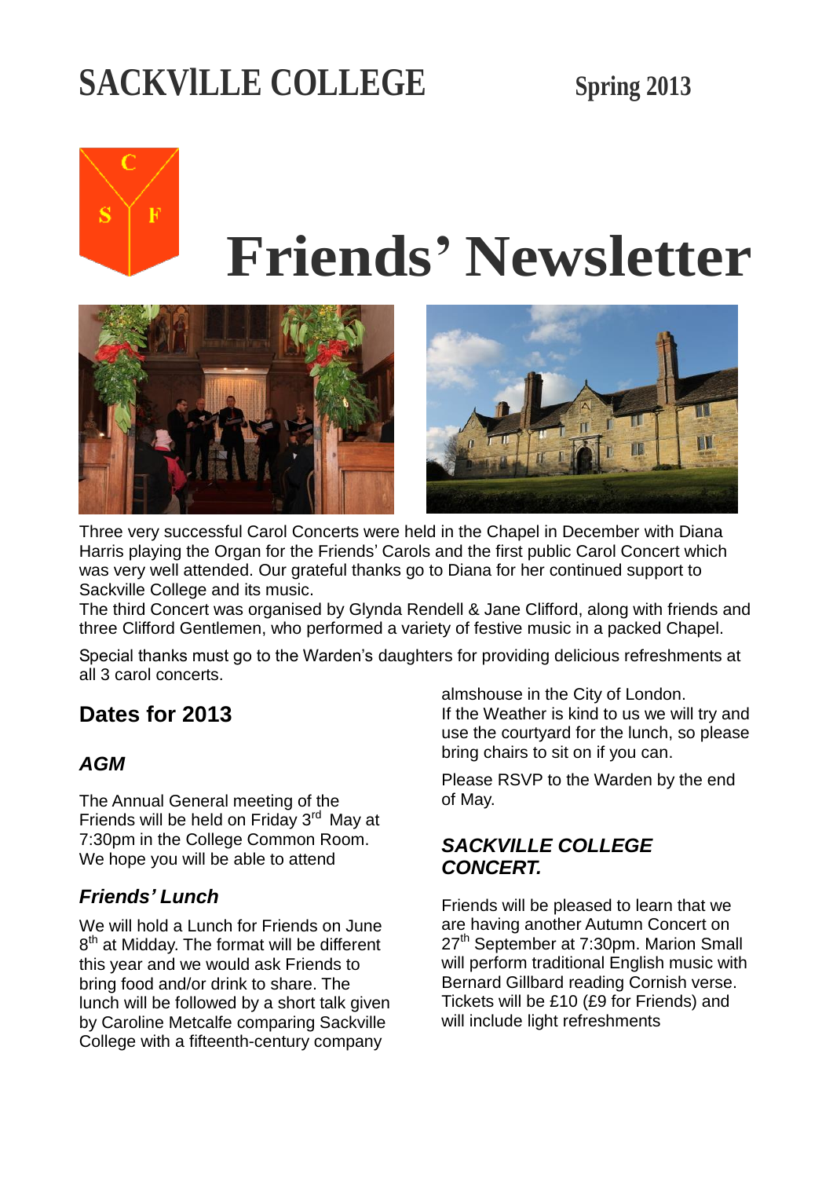# SACKVILLE COLLEGE

**Spring 2013**

C S F

# Friends' Newsletter

Three very successful Carol Concerts were held in the Chapel in December with Diana Harris playing the Organ for the Friends' Carols and the first public Carol Concert which was very well attended. Our grateful thanks go to Diana for her continued support to Sackville College and its music.

The third Concert was organised by Glynda Rendell & Jane Clifford, along with friends and three Clifford Gentlemen, who performed a variety of festive music in a packed Chapel.

Special thanks must go to the Warden's daughters for providing delicious refreshments at all 3 carol concerts.

## Dates for 2013

### *AGM*

The Annual General meeting of the Friends will be held on Friday 3rd May at 7:30pm in the College Common Room. We hope you will be able to attend

### *Friends' Lunch*

We will hold a Lunch for Friends on June 8th at Midday. The format will be different this year and we would ask Friends to bring food and/or drink to share. The lunch will be followed by a short talk given by Caroline Metcalfe comparing Sackville College with a fifteenth-century company almshouse in the City of London.

If the Weather is kind to us we will try and use the courtyard for the lunch, so please bring chairs to sit on if you can.

Please RSVP to the Warden by the end of May.

### *SACKVILLE COLLEGE CONCERT.*

Friends will be pleased to learn that we are having another Autumn Concert on 27th September at 7:30pm. Marion Small will perform traditional English music with Bernard Gillbard reading Cornish verse. Tickets will be £10 (£9 for Friends) and will include light refreshments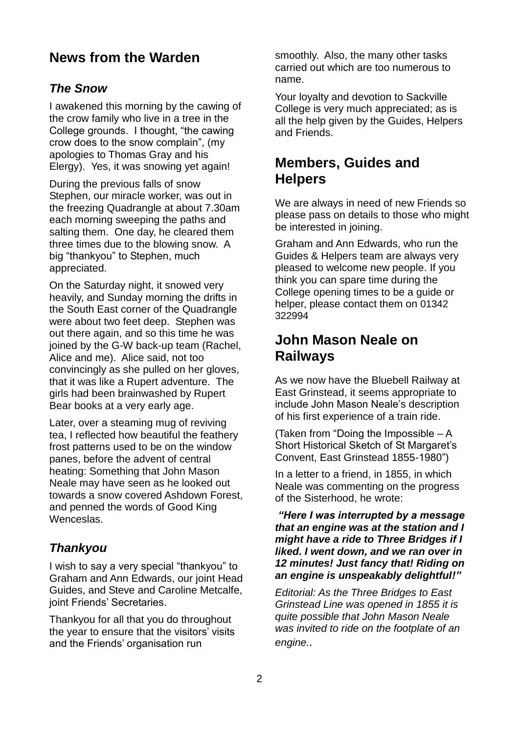## News from the Warden

### *The Snow*

I awakened this morning by the cawing of the crow family who live in a tree in the College grounds. I thought, "the cawing crow does to the snow complain", (my apologies to Thomas Gray and his Elergy). Yes, it was snowing yet again!

During the previous falls of snow Stephen, our miracle worker, was out in the freezing Quadrangle at about 7.30am each morning sweeping the paths and salting them. One day, he cleared them three times due to the blowing snow. A big "thankyou" to Stephen, much appreciated.

On the Saturday night, it snowed very heavily, and Sunday morning the drifts in the South East corner of the Quadrangle were about two feet deep. Stephen was out there again, and so this time he was joined by the G-W back-up team (Rachel, Alice and me). Alice said, not too convincingly as she pulled on her gloves, that it was like a Rupert adventure. The girls had been brainwashed by Rupert Bear books at a very early age.

Later, over a steaming mug of reviving tea, I reflected how beautiful the feathery frost patterns used to be on the window panes, before the advent of central heating: Something that John Mason Neale may have seen as he looked out towards a snow covered Ashdown Forest, and penned the words of Good King Wenceslas.

### *Thankyou*

I wish to say a very special "thankyou" to Graham and Ann Edwards, our joint Head Guides, and Steve and Caroline Metcalfe, joint Friends' Secretaries.

Thankyou for all that you do throughout the year to ensure that the visitors' visits and the Friends' organisation run smoothly. Also, the many other tasks carried out which are too numerous to name.

Your loyalty and devotion to Sackville College is very much appreciated; as is all the help given by the Guides, Helpers and Friends.

## Members, Guides and Helpers

We are always in need of new Friends so please pass on details to those who might be interested in joining.

Graham and Ann Edwards, who run the Guides & Helpers team are always very pleased to welcome new people. If you think you can spare time during the College opening times to be a guide or helper, please contact them on 01342 322994

## John Mason Neale on Railways

As we now have the Bluebell Railway at East Grinstead, it seems appropriate to include John Mason Neale's description of his first experience of a train ride.

(Taken from "Doing the Impossible – A Short Historical Sketch of St Margaret's Convent, East Grinstead 1855-1980")

In a letter to a friend, in 1855, in which Neale was commenting on the progress of the Sisterhood, he wrote:

***"Here I was interrupted by a message that an engine was at the station and I might have a ride to Three Bridges if I liked. I went down, and we ran over in 12 minutes! Just fancy that! Riding on an engine is unspeakably delightful!"***

*Editorial: As the Three Bridges to East Grinstead Line was opened in 1855 it is quite possible that John Mason Neale was invited to ride on the footplate of an engine..*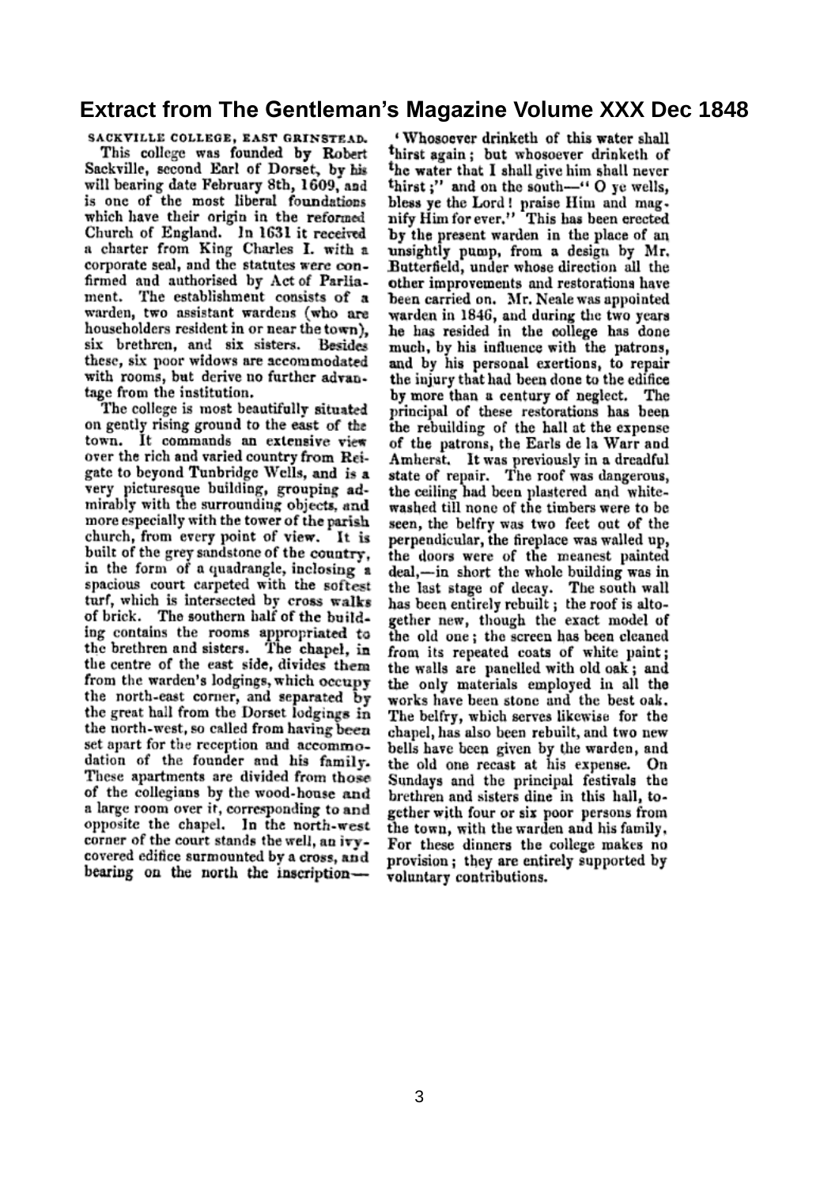# Extract from The Gentleman's Magazine Volume XXX Dec 1848

SACKVILLE COLLEGE, EAST GRINSTEAD.

This college was founded by Robert Sackville, second Earl of Dorset, by his will bearing date February 8th, 1609, and is one of the most liberal foundations which have their origin in the reformed Church of England. In 1631 it received a charter from King Charles I. with a corporate seal, and the statutes were confirmed and authorised by Act of Parliament. The establishment consists of a warden, two assistant wardens (who are householders resident in or near the town), six brethren, and six sisters. Besides these, six poor widows are accommodated with rooms, but derive no further advantage from the institution.

The college is most beautifully situated on gently rising ground to the east of the town. It commands an extensive view over the rich and varied country from Reigate to beyond Tunbridge Wells, and is a very picturesque building, grouping admirably with the surrounding objects, and more especially with the tower of the parish church, from every point of view. It is built of the grey sandstone of the country, in the form of a quadrangle, inclosing a spacious court carpeted with the softest turf, which is intersected by cross walks of brick. The southern half of the building contains the rooms appropriated to the brethren and sisters. The chapel, in the centre of the east side, divides them from the warden's lodgings, which occupy the north-east corner, and separated by the great hall from the Dorset lodgings in the north-west, so called from having been set apart for the reception and accommodation of the founder and his family. These apartments are divided from those of the collegians by the wood-house and a large room over it, corresponding to and opposite the chapel. In the north-west corner of the court stands the well, an ivy-covered edifice surmounted by a cross, and bearing on the north the inscription—'Whosoever drinketh of this water shall thirst again; but whosoever drinketh of the water that I shall give him shall never thirst;" and on the south—" O ye wells, bless ye the Lord! praise Him and magnify Him for ever." This has been erected by the present warden in the place of an unsightly pump, from a design by Mr. Butterfield, under whose direction all the other improvements and restorations have been carried on. Mr. Neale was appointed warden in 1846, and during the two years he has resided in the college has done much, by his influence with the patrons, and by his personal exertions, to repair the injury that had been done to the edifice by more than a century of neglect. The principal of these restorations has been the rebuilding of the hall at the expense of the patrons, the Earls de la Warr and Amherst. It was previously in a dreadful state of repair. The roof was dangerous, the ceiling had been plastered and whitewashed till none of the timbers were to be seen, the belfry was two feet out of the perpendicular, the fireplace was walled up, the doors were of the meanest painted deal,—in short the whole building was in the last stage of decay. The south wall has been entirely rebuilt; the roof is altogether new, though the exact model of the old one; the screen has been cleaned from its repeated coats of white paint; the walls are panelled with old oak; and the only materials employed in all the works have been stone and the best oak. The belfry, which serves likewise for the chapel, has also been rebuilt, and two new bells have been given by the warden, and the old one recast at his expense. On Sundays and the principal festivals the brethren and sisters dine in this hall, together with four or six poor persons from the town, with the warden and his family. For these dinners the college makes no provision; they are entirely supported by voluntary contributions.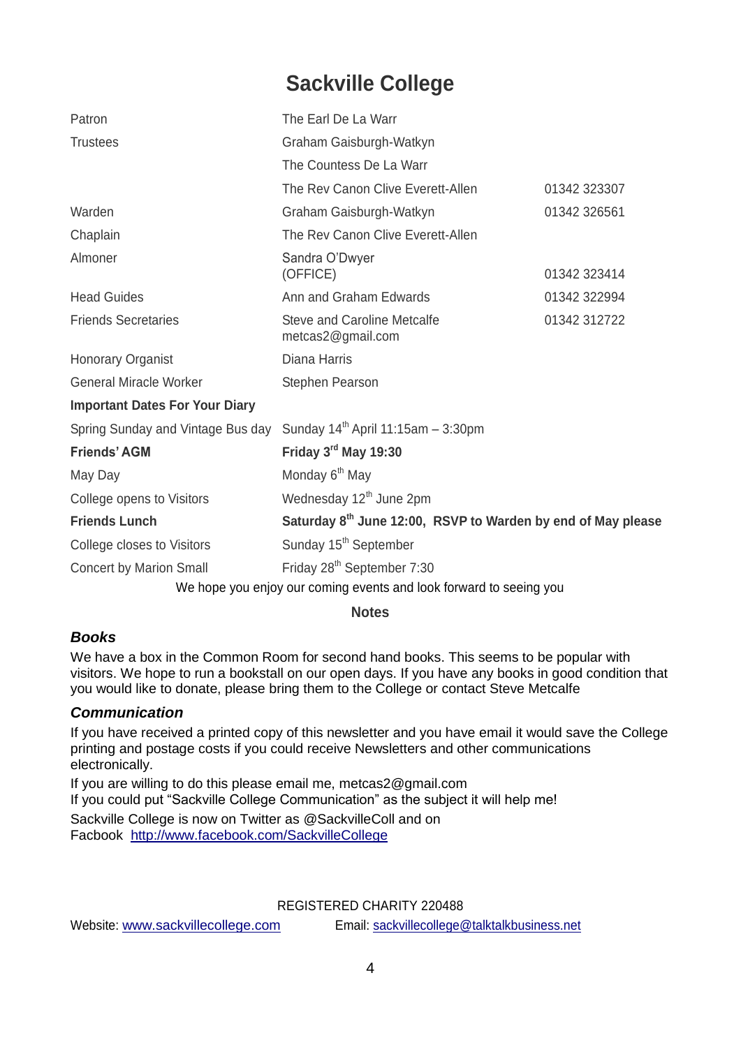# Sackville College

| | | |
|---|---|---|
| Patron | The Earl De La Warr | |
| Trustees | Graham Gaisburgh-Watkyn | |
| | The Countess De La Warr | |
| | The Rev Canon Clive Everett-Allen | 01342 323307 |
| Warden | Graham Gaisburgh-Watkyn | 01342 326561 |
| Chaplain | The Rev Canon Clive Everett-Allen | |
| Almoner | Sandra O'Dwyer (OFFICE) | 01342 323414 |
| Head Guides | Ann and Graham Edwards | 01342 322994 |
| Friends Secretaries | Steve and Caroline Metcalfe metcas2@gmail.com | 01342 312722 |
| Honorary Organist | Diana Harris | |
| General Miracle Worker | Stephen Pearson | |
| **Important Dates For Your Diary** | | |
| Spring Sunday and Vintage Bus day | Sunday 14th April 11:15am – 3:30pm | |
| **Friends' AGM** | **Friday 3rd May 19:30** | |
| May Day | Monday 6th May | |
| College opens to Visitors | Wednesday 12th June 2pm | |
| **Friends Lunch** | **Saturday 8th June 12:00, RSVP to Warden by end of May please** | |
| College closes to Visitors | Sunday 15th September | |
| Concert by Marion Small | Friday 28th September 7:30 | |

We hope you enjoy our coming events and look forward to seeing you

## Notes

### *Books*

We have a box in the Common Room for second hand books. This seems to be popular with visitors. We hope to run a bookstall on our open days. If you have any books in good condition that you would like to donate, please bring them to the College or contact Steve Metcalfe

### *Communication*

If you have received a printed copy of this newsletter and you have email it would save the College printing and postage costs if you could receive Newsletters and other communications electronically.

If you are willing to do this please email me, metcas2@gmail.com
If you could put "Sackville College Communication" as the subject it will help me!

Sackville College is now on Twitter as @SackvilleColl and on Facbook http://www.facebook.com/SackvilleCollege

REGISTERED CHARITY 220488

Website: www.sackvillecollege.com Email: sackvillecollege@talktalkbusiness.net